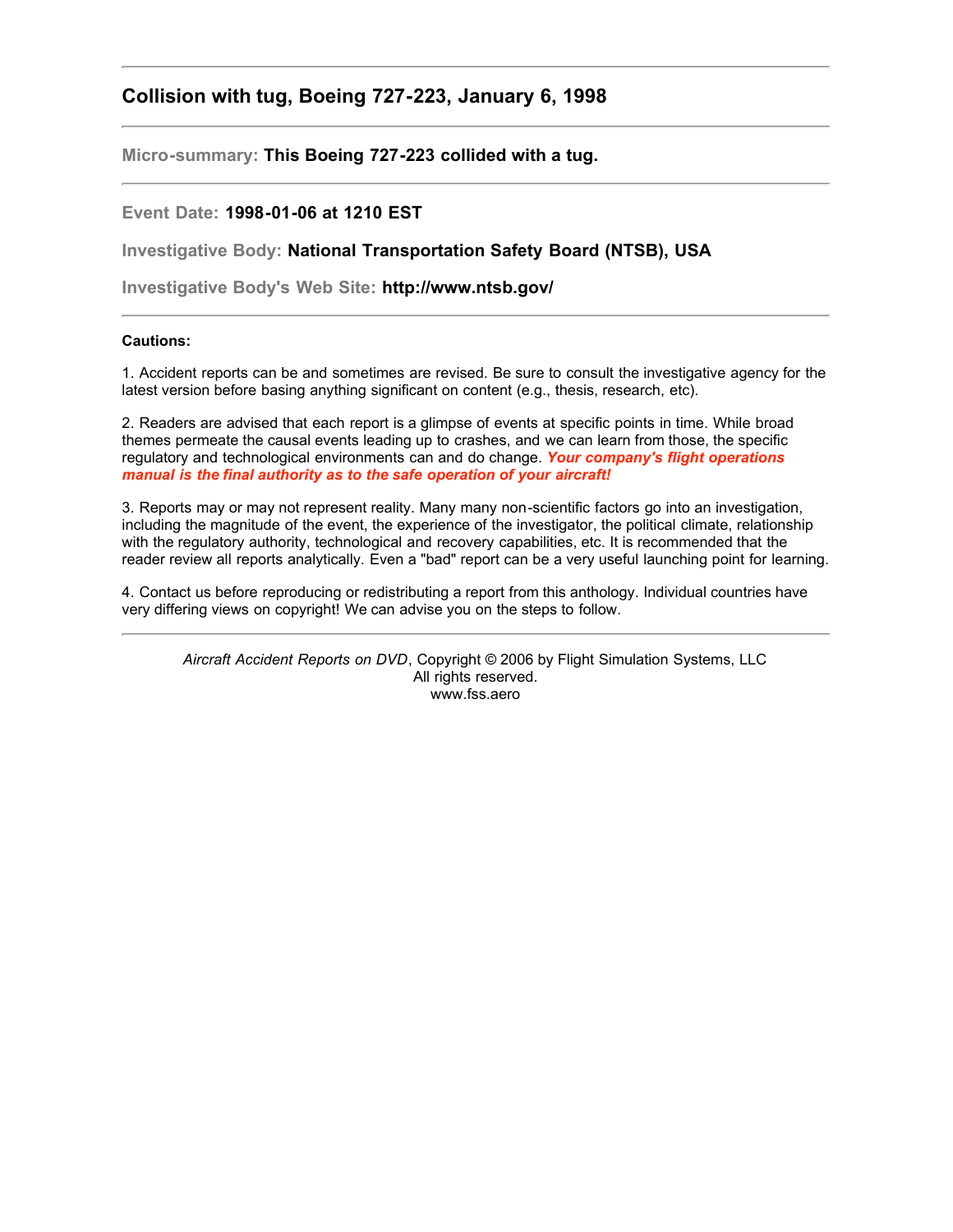---

## Collision with tug, Boeing 727-223, January 6, 1998

---

**Micro-summary:** **This Boeing 727-223 collided with a tug.**

---

**Event Date:** **1998-01-06 at 1210 EST**

**Investigative Body:** **National Transportation Safety Board (NTSB), USA**

**Investigative Body's Web Site:** **http://www.ntsb.gov/**

---

**Cautions:**

1. Accident reports can be and sometimes are revised. Be sure to consult the investigative agency for the latest version before basing anything significant on content (e.g., thesis, research, etc).

2. Readers are advised that each report is a glimpse of events at specific points in time. While broad themes permeate the causal events leading up to crashes, and we can learn from those, the specific regulatory and technological environments can and do change. ***Your company's flight operations manual is the final authority as to the safe operation of your aircraft!***

3. Reports may or may not represent reality. Many many non-scientific factors go into an investigation, including the magnitude of the event, the experience of the investigator, the political climate, relationship with the regulatory authority, technological and recovery capabilities, etc. It is recommended that the reader review all reports analytically. Even a "bad" report can be a very useful launching point for learning.

4. Contact us before reproducing or redistributing a report from this anthology. Individual countries have very differing views on copyright! We can advise you on the steps to follow.

---

*Aircraft Accident Reports on DVD*, Copyright © 2006 by Flight Simulation Systems, LLC
All rights reserved.
www.fss.aero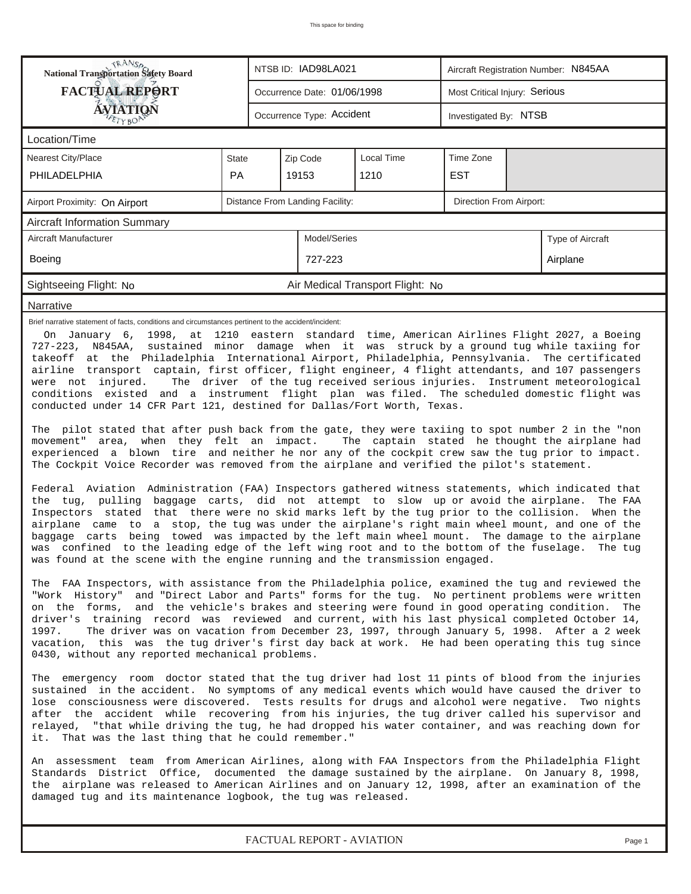This space for binding

| National Transportation Safety Board FACTUAL REPORT AVIATION | NTSB ID: IAD98LA021 | Aircraft Registration Number: N845AA |
|---|---|---|
| | Occurrence Date: 01/06/1998 | Most Critical Injury: Serious |
| | Occurrence Type: Accident | Investigated By: NTSB |

## Location/Time

| Nearest City/Place | State | Zip Code | Local Time | Time Zone |
|---|---|---|---|---|
| PHILADELPHIA | PA | 19153 | 1210 | EST |

| Airport Proximity: On Airport | Distance From Landing Facility: | Direction From Airport: |
|---|---|---|

## Aircraft Information Summary

| Aircraft Manufacturer | Model/Series | Type of Aircraft |
|---|---|---|
| Boeing | 727-223 | Airplane |

Sightseeing Flight: No | Air Medical Transport Flight: No

## Narrative

Brief narrative statement of facts, conditions and circumstances pertinent to the accident/incident:

On January 6, 1998, at 1210 eastern standard time, American Airlines Flight 2027, a Boeing 727-223, N845AA, sustained minor damage when it was struck by a ground tug while taxiing for takeoff at the Philadelphia International Airport, Philadelphia, Pennsylvania. The certificated airline transport captain, first officer, flight engineer, 4 flight attendants, and 107 passengers were not injured. The driver of the tug received serious injuries. Instrument meteorological conditions existed and a instrument flight plan was filed. The scheduled domestic flight was conducted under 14 CFR Part 121, destined for Dallas/Fort Worth, Texas.

The pilot stated that after push back from the gate, they were taxiing to spot number 2 in the "non movement" area, when they felt an impact. The captain stated he thought the airplane had experienced a blown tire and neither he nor any of the cockpit crew saw the tug prior to impact. The Cockpit Voice Recorder was removed from the airplane and verified the pilot's statement.

Federal Aviation Administration (FAA) Inspectors gathered witness statements, which indicated that the tug, pulling baggage carts, did not attempt to slow up or avoid the airplane. The FAA Inspectors stated that there were no skid marks left by the tug prior to the collision. When the airplane came to a stop, the tug was under the airplane's right main wheel mount, and one of the baggage carts being towed was impacted by the left main wheel mount. The damage to the airplane was confined to the leading edge of the left wing root and to the bottom of the fuselage. The tug was found at the scene with the engine running and the transmission engaged.

The FAA Inspectors, with assistance from the Philadelphia police, examined the tug and reviewed the "Work History" and "Direct Labor and Parts" forms for the tug. No pertinent problems were written on the forms, and the vehicle's brakes and steering were found in good operating condition. The driver's training record was reviewed and current, with his last physical completed October 14, 1997. The driver was on vacation from December 23, 1997, through January 5, 1998. After a 2 week vacation, this was the tug driver's first day back at work. He had been operating this tug since 0430, without any reported mechanical problems.

The emergency room doctor stated that the tug driver had lost 11 pints of blood from the injuries sustained in the accident. No symptoms of any medical events which would have caused the driver to lose consciousness were discovered. Tests results for drugs and alcohol were negative. Two nights after the accident while recovering from his injuries, the tug driver called his supervisor and relayed, "that while driving the tug, he had dropped his water container, and was reaching down for it. That was the last thing that he could remember."

An assessment team from American Airlines, along with FAA Inspectors from the Philadelphia Flight Standards District Office, documented the damage sustained by the airplane. On January 8, 1998, the airplane was released to American Airlines and on January 12, 1998, after an examination of the damaged tug and its maintenance logbook, the tug was released.

FACTUAL REPORT - AVIATION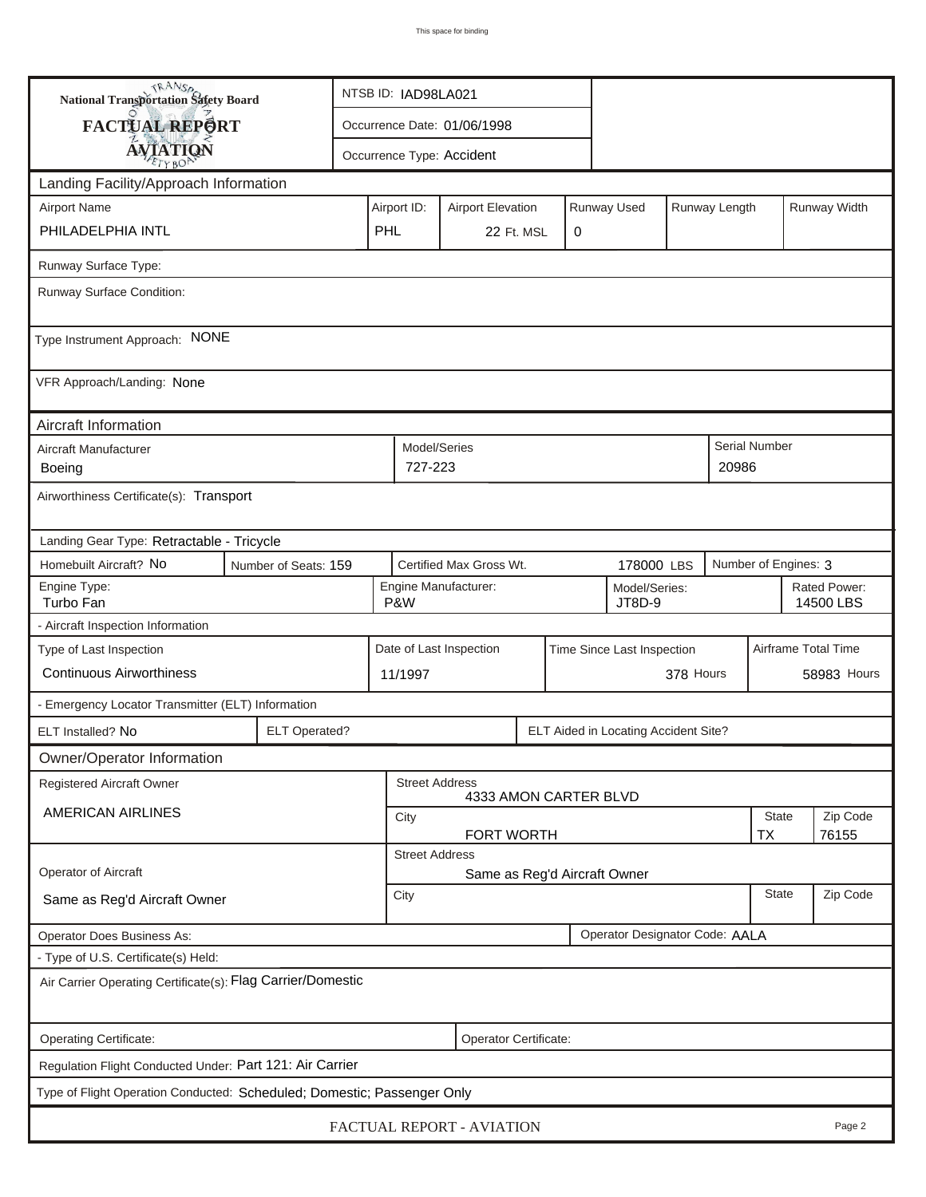This space for binding

| National Transportation Safety Board FACTUAL REPORT AVIATION | NTSB ID: IAD98LA021 |
|---|---|
| | Occurrence Date: 01/06/1998 |
| | Occurrence Type: Accident |

## Landing Facility/Approach Information

| Airport Name | Airport ID: | Airport Elevation | Runway Used | Runway Length | Runway Width |
|---|---|---|---|---|---|
| PHILADELPHIA INTL | PHL | 22 Ft. MSL | 0 | | |

Runway Surface Type:

Runway Surface Condition:

Type Instrument Approach: NONE

VFR Approach/Landing: None

## Aircraft Information

| Aircraft Manufacturer | Model/Series | Serial Number |
|---|---|---|
| Boeing | 727-223 | 20986 |

Airworthiness Certificate(s): Transport

Landing Gear Type: Retractable - Tricycle

| Homebuilt Aircraft? No | Number of Seats: 159 | Certified Max Gross Wt. 178000 LBS | Number of Engines: 3 |
|---|---|---|---|

| Engine Type: | Engine Manufacturer: | Model/Series: | Rated Power: |
|---|---|---|---|
| Turbo Fan | P&W | JT8D-9 | 14500 LBS |

- Aircraft Inspection Information

| Type of Last Inspection | Date of Last Inspection | Time Since Last Inspection | Airframe Total Time |
|---|---|---|---|
| Continuous Airworthiness | 11/1997 | 378 Hours | 58983 Hours |

- Emergency Locator Transmitter (ELT) Information

| ELT Installed? No | ELT Operated? | ELT Aided in Locating Accident Site? |
|---|---|---|

## Owner/Operator Information

| Registered Aircraft Owner | Street Address | | |
|---|---|---|---|
| AMERICAN AIRLINES | 4333 AMON CARTER BLVD | | |
| | City: FORT WORTH | State: TX | Zip Code: 76155 |

| Operator of Aircraft | Street Address | | |
|---|---|---|---|
| Same as Reg'd Aircraft Owner | Same as Reg'd Aircraft Owner | | |
| | City | State | Zip Code |

| Operator Does Business As: | Operator Designator Code: AALA |
|---|---|

- Type of U.S. Certificate(s) Held:

Air Carrier Operating Certificate(s): Flag Carrier/Domestic

| Operating Certificate: | Operator Certificate: |
|---|---|

Regulation Flight Conducted Under: Part 121: Air Carrier

Type of Flight Operation Conducted: Scheduled; Domestic; Passenger Only

FACTUAL REPORT - AVIATION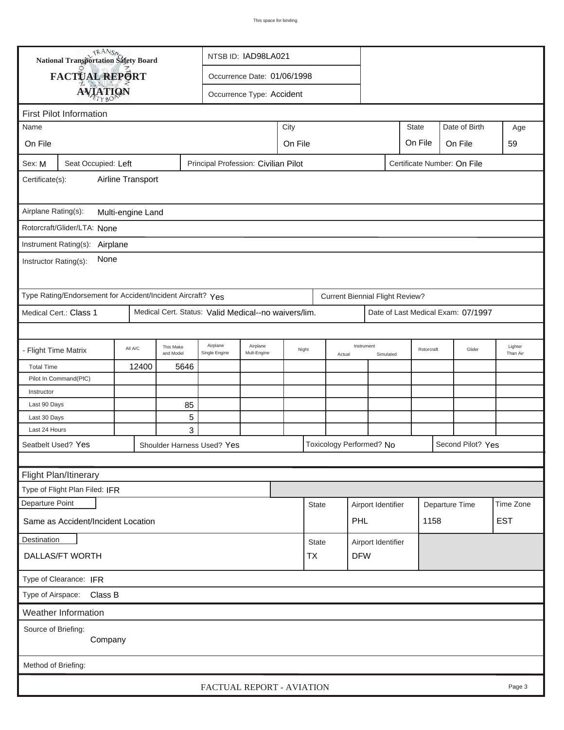**National Transportation Safety Board**

**FACTUAL REPORT**

**AVIATION**

NTSB ID: IAD98LA021

Occurrence Date: 01/06/1998

Occurrence Type: Accident

## First Pilot Information

| Name | City | State | Date of Birth | Age |
|---|---|---|---|---|
| On File | On File | On File | On File | 59 |

Sex: M | Seat Occupied: Left | Principal Profession: Civilian Pilot | Certificate Number: On File

Certificate(s): Airline Transport

Airplane Rating(s): Multi-engine Land

Rotorcraft/Glider/LTA: None

Instrument Rating(s): Airplane

Instructor Rating(s): None

Type Rating/Endorsement for Accident/Incident Aircraft? Yes | Current Biennial Flight Review?

Medical Cert.: Class 1 | Medical Cert. Status: Valid Medical--no waivers/lim. | Date of Last Medical Exam: 07/1997

| - Flight Time Matrix | All A/C | This Make and Model | Airplane Single Engine | Airplane Mult-Engine | Night | Instrument Actual | Instrument Simulated | Rotorcraft | Glider | Lighter Than Air |
|---|---|---|---|---|---|---|---|---|---|---|
| Total Time | 12400 | 5646 | | | | | | | | |
| Pilot In Command(PIC) | | | | | | | | | | |
| Instructor | | | | | | | | | | |
| Last 90 Days | | 85 | | | | | | | | |
| Last 30 Days | | 5 | | | | | | | | |
| Last 24 Hours | | 3 | | | | | | | | |

Seatbelt Used? Yes | Shoulder Harness Used? Yes | Toxicology Performed? No | Second Pilot? Yes

## Flight Plan/Itinerary

Type of Flight Plan Filed: IFR

| Departure Point | State | Airport Identifier | Departure Time | Time Zone |
|---|---|---|---|---|
| Same as Accident/Incident Location | | PHL | 1158 | EST |

| Destination | State | Airport Identifier |
|---|---|---|
| DALLAS/FT WORTH | TX | DFW |

Type of Clearance: IFR

Type of Airspace: Class B

## Weather Information

Source of Briefing: Company

Method of Briefing: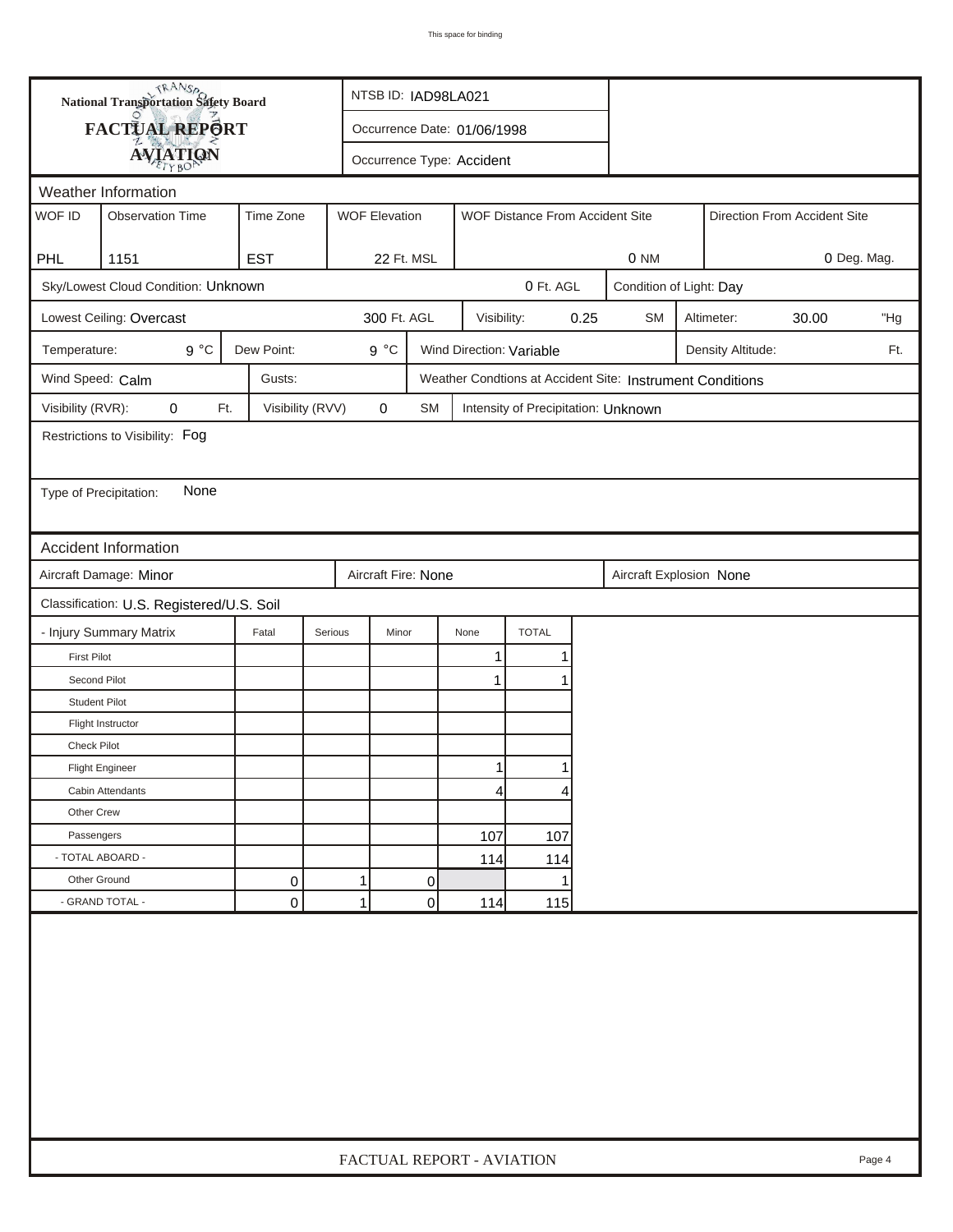# National Transportation Safety Board
## FACTUAL REPORT
## AVIATION

NTSB ID: IAD98LA021

Occurrence Date: 01/06/1998

Occurrence Type: Accident

## Weather Information

| WOF ID | Observation Time | Time Zone | WOF Elevation | WOF Distance From Accident Site | Direction From Accident Site |
|---|---|---|---|---|---|
| PHL | 1151 | EST | 22 Ft. MSL | 0 NM | 0 Deg. Mag. |

Sky/Lowest Cloud Condition: Unknown — 0 Ft. AGL

Condition of Light: Day

Lowest Ceiling: Overcast — 300 Ft. AGL

Visibility: 0.25 SM

Altimeter: 30.00 "Hg

Temperature: 9 °C

Dew Point: 9 °C

Wind Direction: Variable

Density Altitude: Ft.

Wind Speed: Calm

Gusts:

Weather Condtions at Accident Site: Instrument Conditions

Visibility (RVR): 0 Ft.

Visibility (RVV) 0 SM

Intensity of Precipitation: Unknown

Restrictions to Visibility: Fog

Type of Precipitation: None

## Accident Information

Aircraft Damage: Minor

Aircraft Fire: None

Aircraft Explosion None

Classification: U.S. Registered/U.S. Soil

| - Injury Summary Matrix | Fatal | Serious | Minor | None | TOTAL |
|---|---|---|---|---|---|
| First Pilot | | | | 1 | 1 |
| Second Pilot | | | | 1 | 1 |
| Student Pilot | | | | | |
| Flight Instructor | | | | | |
| Check Pilot | | | | | |
| Flight Engineer | | | | 1 | 1 |
| Cabin Attendants | | | | 4 | 4 |
| Other Crew | | | | | |
| Passengers | | | | 107 | 107 |
| - TOTAL ABOARD - | | | | 114 | 114 |
| Other Ground | 0 | 1 | 0 | | 1 |
| - GRAND TOTAL - | 0 | 1 | 0 | 114 | 115 |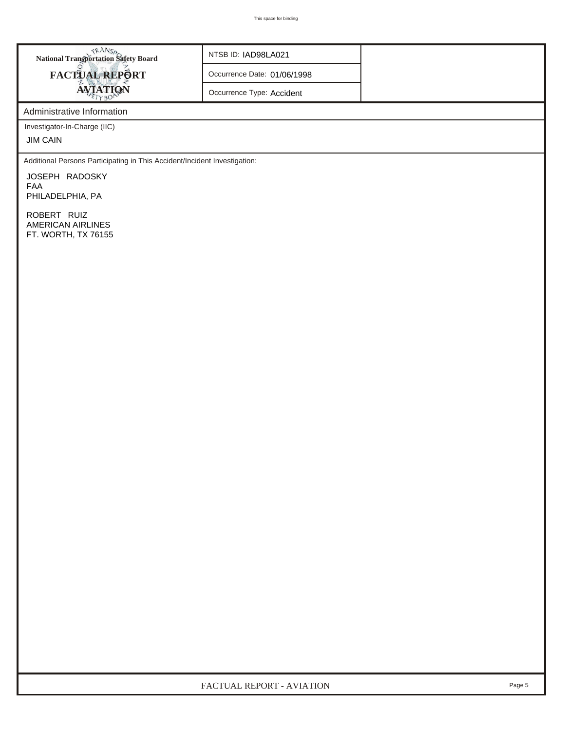**National Transportation Safety Board**

**FACTUAL REPORT**

**AVIATION**

| | |
|---|---|
| NTSB ID: IAD98LA021 | |
| Occurrence Date: 01/06/1998 | |
| Occurrence Type: Accident | |

## Administrative Information

Investigator-In-Charge (IIC)

JIM CAIN

Additional Persons Participating in This Accident/Incident Investigation:

JOSEPH RADOSKY
FAA
PHILADELPHIA, PA

ROBERT RUIZ
AMERICAN AIRLINES
FT. WORTH, TX 76155